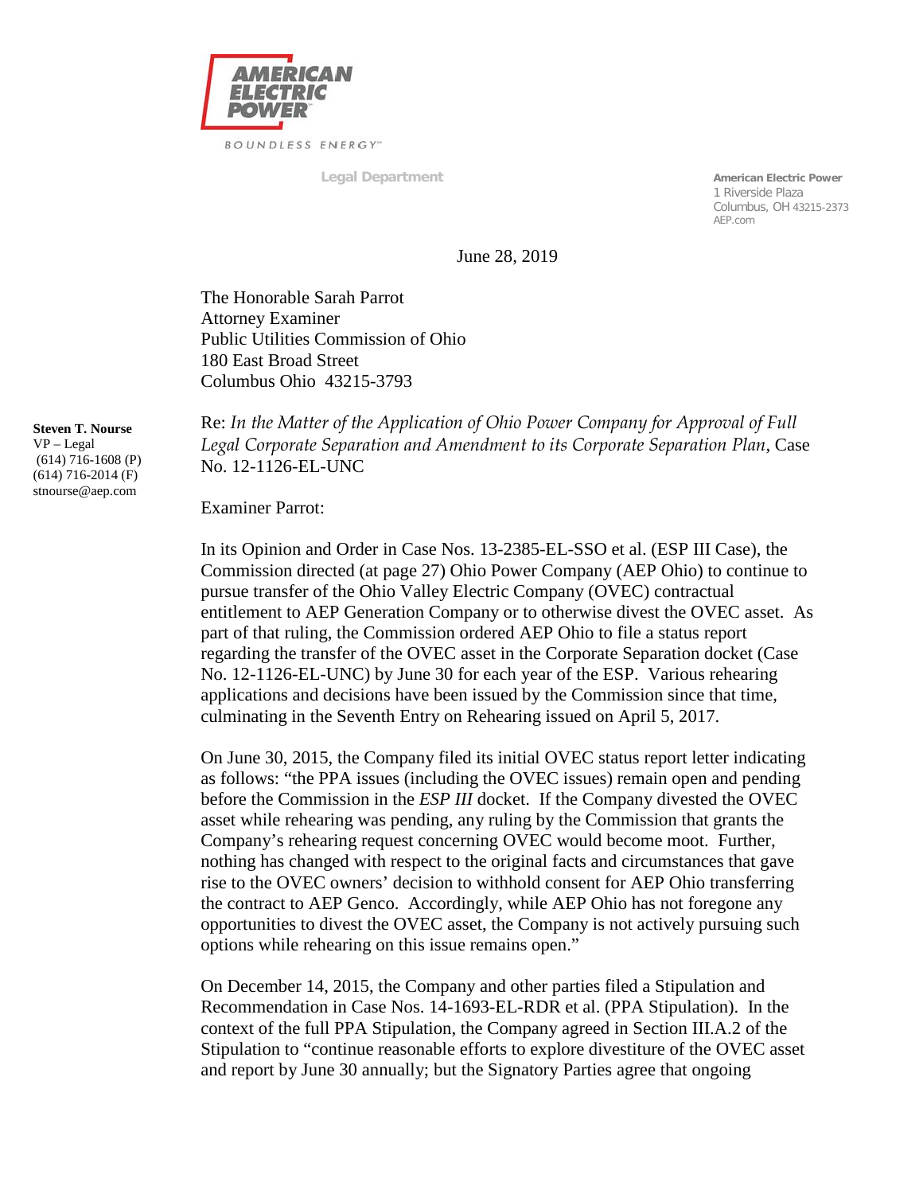**AMERICAN ELECTRIC POWER**

BOUNDLESS ENERGY™

Legal Department

**American Electric Power**
1 Riverside Plaza
Columbus, OH 43215-2373
AEP.com

June 28, 2019

The Honorable Sarah Parrot
Attorney Examiner
Public Utilities Commission of Ohio
180 East Broad Street
Columbus Ohio 43215-3793

**Steven T. Nourse**
VP – Legal
(614) 716-1608 (P)
(614) 716-2014 (F)
stnourse@aep.com

Re: *In the Matter of the Application of Ohio Power Company for Approval of Full Legal Corporate Separation and Amendment to its Corporate Separation Plan*, Case No. 12-1126-EL-UNC

Examiner Parrot:

In its Opinion and Order in Case Nos. 13-2385-EL-SSO et al. (ESP III Case), the Commission directed (at page 27) Ohio Power Company (AEP Ohio) to continue to pursue transfer of the Ohio Valley Electric Company (OVEC) contractual entitlement to AEP Generation Company or to otherwise divest the OVEC asset. As part of that ruling, the Commission ordered AEP Ohio to file a status report regarding the transfer of the OVEC asset in the Corporate Separation docket (Case No. 12-1126-EL-UNC) by June 30 for each year of the ESP. Various rehearing applications and decisions have been issued by the Commission since that time, culminating in the Seventh Entry on Rehearing issued on April 5, 2017.

On June 30, 2015, the Company filed its initial OVEC status report letter indicating as follows: "the PPA issues (including the OVEC issues) remain open and pending before the Commission in the *ESP III* docket. If the Company divested the OVEC asset while rehearing was pending, any ruling by the Commission that grants the Company's rehearing request concerning OVEC would become moot. Further, nothing has changed with respect to the original facts and circumstances that gave rise to the OVEC owners' decision to withhold consent for AEP Ohio transferring the contract to AEP Genco. Accordingly, while AEP Ohio has not foregone any opportunities to divest the OVEC asset, the Company is not actively pursuing such options while rehearing on this issue remains open."

On December 14, 2015, the Company and other parties filed a Stipulation and Recommendation in Case Nos. 14-1693-EL-RDR et al. (PPA Stipulation). In the context of the full PPA Stipulation, the Company agreed in Section III.A.2 of the Stipulation to "continue reasonable efforts to explore divestiture of the OVEC asset and report by June 30 annually; but the Signatory Parties agree that ongoing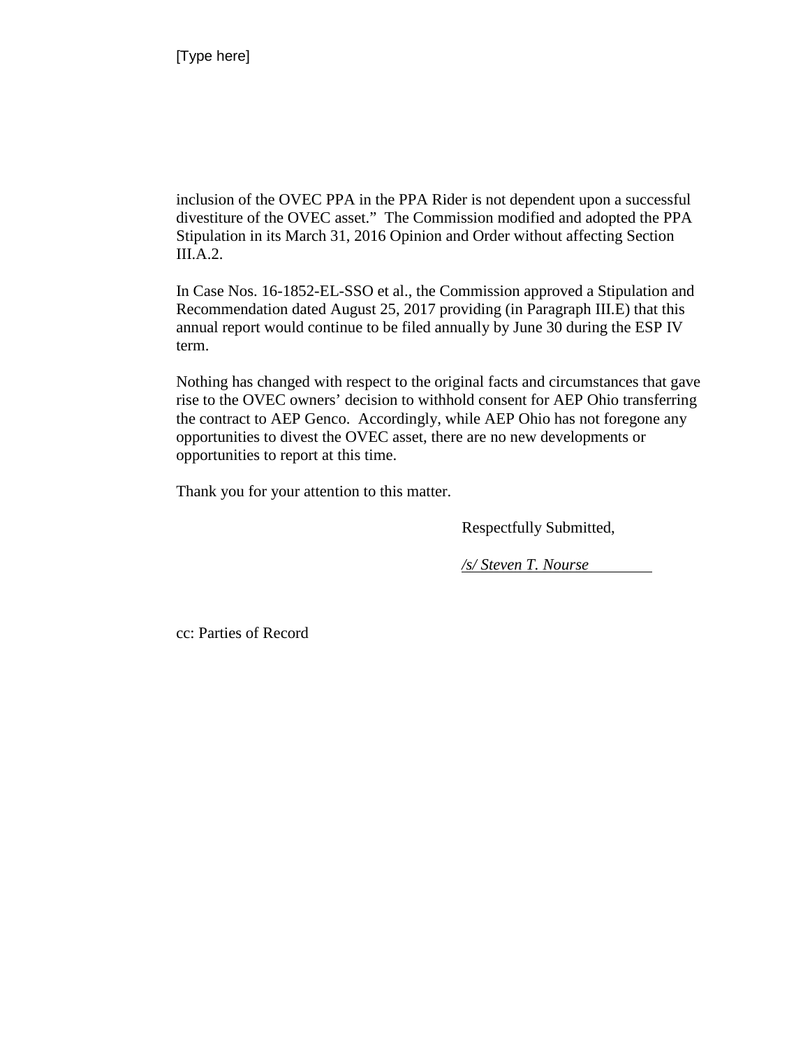inclusion of the OVEC PPA in the PPA Rider is not dependent upon a successful divestiture of the OVEC asset." The Commission modified and adopted the PPA Stipulation in its March 31, 2016 Opinion and Order without affecting Section III.A.2.

In Case Nos. 16-1852-EL-SSO et al., the Commission approved a Stipulation and Recommendation dated August 25, 2017 providing (in Paragraph III.E) that this annual report would continue to be filed annually by June 30 during the ESP IV term.

Nothing has changed with respect to the original facts and circumstances that gave rise to the OVEC owners' decision to withhold consent for AEP Ohio transferring the contract to AEP Genco. Accordingly, while AEP Ohio has not foregone any opportunities to divest the OVEC asset, there are no new developments or opportunities to report at this time.

Thank you for your attention to this matter.

Respectfully Submitted,

*/s/ Steven T. Nourse*

cc: Parties of Record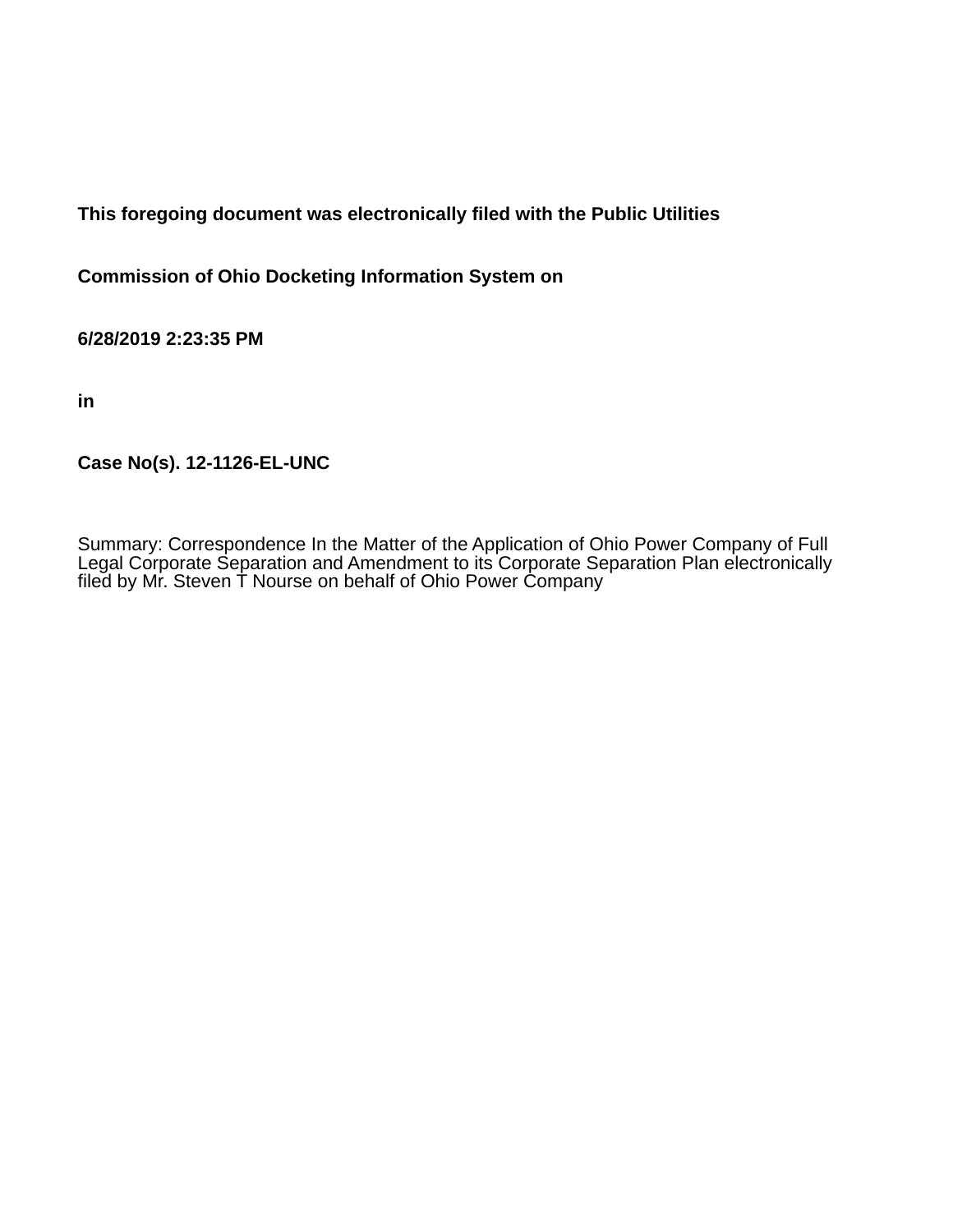**This foregoing document was electronically filed with the Public Utilities**

**Commission of Ohio Docketing Information System on**

**6/28/2019 2:23:35 PM**

**in**

**Case No(s). 12-1126-EL-UNC**

Summary: Correspondence In the Matter of the Application of Ohio Power Company of Full Legal Corporate Separation and Amendment to its Corporate Separation Plan electronically filed by Mr. Steven T Nourse on behalf of Ohio Power Company